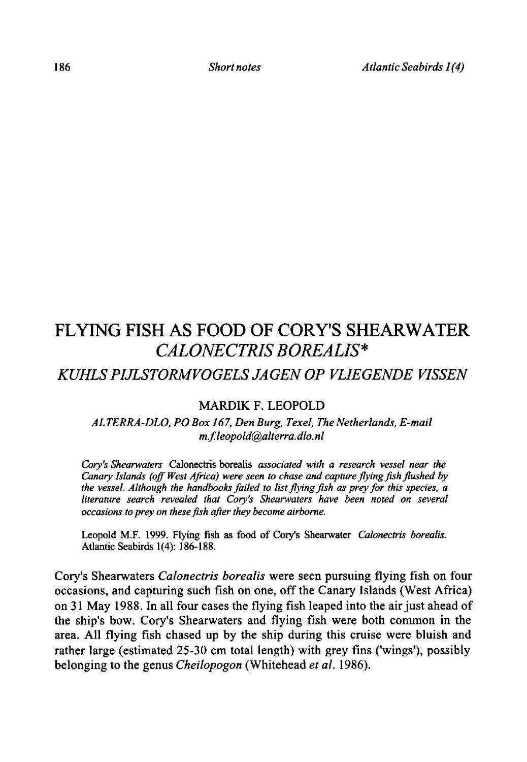# FLYING FISH AS FOOD OF CORY'S SHEARWATER *CALONECTRIS BOREALIS*\*

## *KUHLS PIJLSTORMVOGELS JAGEN OP VLIEGENDE VISSEN*

MARDIK F. LEOPOLD

*ALTERRA-DLO, PO Box 167, Den Burg, Texel, The Netherlands, E-mail m.f.leopold@alterra.dlo.nl*

*Cory's Shearwaters* Calonectris borealis *associated with a research vessel near the Canary Islands (off West Africa) were seen to chase and capture flying fish flushed by the vessel. Although the handbooks failed to list flying fish as prey for this species, a literature search revealed that Cory's Shearwaters have been noted on several occasions to prey on these fish after they become airborne.*

Leopold M.F. 1999. Flying fish as food of Cory's Shearwater *Calonectris borealis*. Atlantic Seabirds 1(4): 186-188.

Cory's Shearwaters *Calonectris borealis* were seen pursuing flying fish on four occasions, and capturing such fish on one, off the Canary Islands (West Africa) on 31 May 1988. In all four cases the flying fish leaped into the air just ahead of the ship's bow. Cory's Shearwaters and flying fish were both common in the area. All flying fish chased up by the ship during this cruise were bluish and rather large (estimated 25-30 cm total length) with grey fins ('wings'), possibly belonging to the genus *Cheilopogon* (Whitehead *et al.* 1986).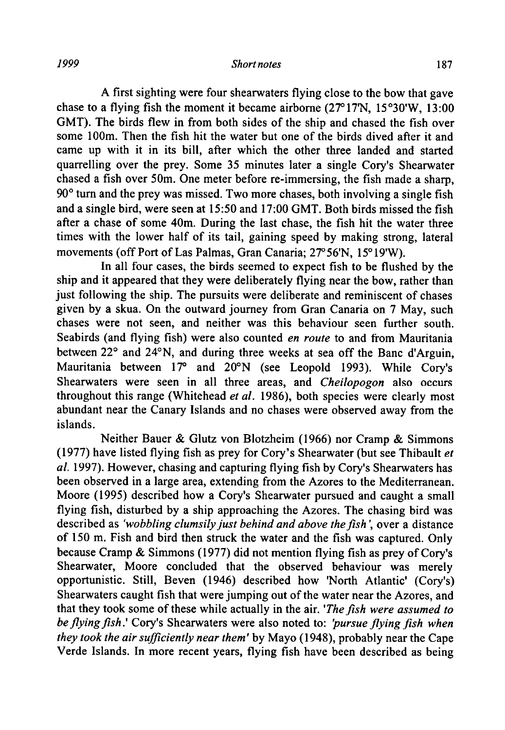A first sighting were four shearwaters flying close to the bow that gave chase to a flying fish the moment it became airborne (27°17'N, 15°30'W, 13:00 GMT). The birds flew in from both sides of the ship and chased the fish over some 100m. Then the fish hit the water but one of the birds dived after it and came up with it in its bill, after which the other three landed and started quarrelling over the prey. Some 35 minutes later a single Cory's Shearwater chased a fish over 50m. One meter before re-immersing, the fish made a sharp, 90° turn and the prey was missed. Two more chases, both involving a single fish and a single bird, were seen at 15:50 and 17:00 GMT. Both birds missed the fish after a chase of some 40m. During the last chase, the fish hit the water three times with the lower half of its tail, gaining speed by making strong, lateral movements (off Port of Las Palmas, Gran Canaria; 27°56'N, 15°19'W).

In all four cases, the birds seemed to expect fish to be flushed by the ship and it appeared that they were deliberately flying near the bow, rather than just following the ship. The pursuits were deliberate and reminiscent of chases given by a skua. On the outward journey from Gran Canaria on 7 May, such chases were not seen, and neither was this behaviour seen further south. Seabirds (and flying fish) were also counted *en route* to and from Mauritania between 22° and 24°N, and during three weeks at sea off the Banc d'Arguin, Mauritania between 17° and 20°N (see Leopold 1993). While Cory's Shearwaters were seen in all three areas, and *Cheilopogon* also occurs throughout this range (Whitehead *et al.* 1986), both species were clearly most abundant near the Canary Islands and no chases were observed away from the islands.

Neither Bauer & Glutz von Blotzheim (1966) nor Cramp & Simmons (1977) have listed flying fish as prey for Cory's Shearwater (but see Thibault *et al.* 1997). However, chasing and capturing flying fish by Cory's Shearwaters has been observed in a large area, extending from the Azores to the Mediterranean. Moore (1995) described how a Cory's Shearwater pursued and caught a small flying fish, disturbed by a ship approaching the Azores. The chasing bird was described as *'wobbling clumsily just behind and above the fish'*, over a distance of 150 m. Fish and bird then struck the water and the fish was captured. Only because Cramp & Simmons (1977) did not mention flying fish as prey of Cory's Shearwater, Moore concluded that the observed behaviour was merely opportunistic. Still, Beven (1946) described how 'North Atlantic' (Cory's) Shearwaters caught fish that were jumping out of the water near the Azores, and that they took some of these while actually in the air. *'The fish were assumed to be flying fish.'* Cory's Shearwaters were also noted to: *'pursue flying fish when they took the air sufficiently near them'* by Mayo (1948), probably near the Cape Verde Islands. In more recent years, flying fish have been described as being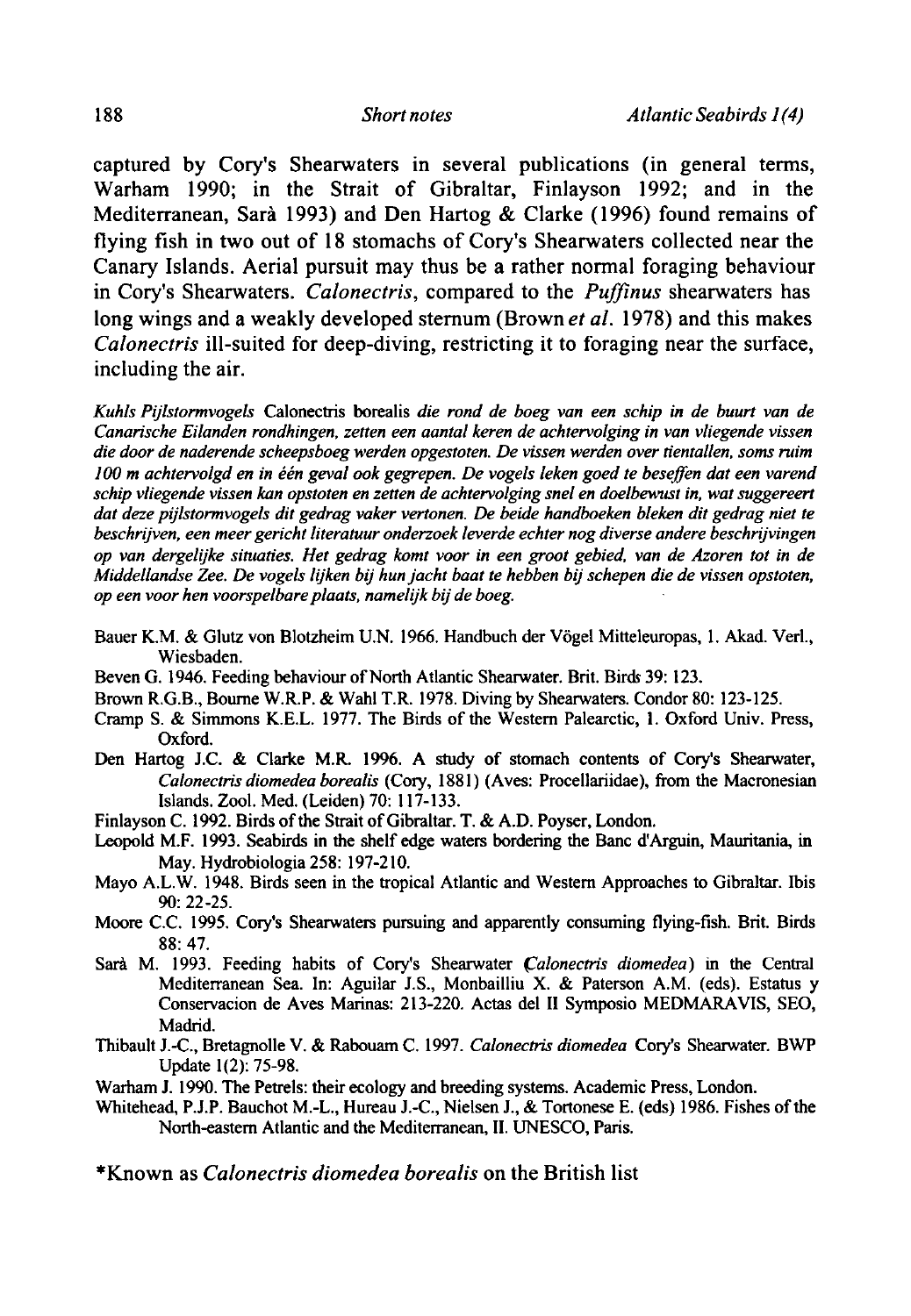captured by Cory's Shearwaters in several publications (in general terms, Warham 1990; in the Strait of Gibraltar, Finlayson 1992; and in the Mediterranean, Sarà 1993) and Den Hartog & Clarke (1996) found remains of flying fish in two out of 18 stomachs of Cory's Shearwaters collected near the Canary Islands. Aerial pursuit may thus be a rather normal foraging behaviour in Cory's Shearwaters. *Calonectris*, compared to the *Puffinus* shearwaters has long wings and a weakly developed sternum (Brown *et al.* 1978) and this makes *Calonectris* ill-suited for deep-diving, restricting it to foraging near the surface, including the air.

*Kuhls Pijlstormvogels* Calonectris borealis *die rond de boeg van een schip in de buurt van de Canarische Eilanden rondhingen, zetten een aantal keren de achtervolging in van vliegende vissen die door de naderende scheepsboeg werden opgestoten. De vissen werden over tientallen, soms ruim 100 m achtervolgd en in één geval ook gegrepen. De vogels leken goed te beseffen dat een varend schip vliegende vissen kan opstoten en zetten de achtervolging snel en doelbewust in, wat suggereert dat deze pijlstormvogels dit gedrag vaker vertonen. De beide handboeken bleken dit gedrag niet te beschrijven, een meer gericht literatuur onderzoek leverde echter nog diverse andere beschrijvingen op van dergelijke situaties. Het gedrag komt voor in een groot gebied, van de Azoren tot in de Middellandse Zee. De vogels lijken bij hun jacht baat te hebben bij schepen die de vissen opstoten, op een voor hen voorspelbare plaats, namelijk bij de boeg.*

Bauer K.M. & Glutz von Blotzheim U.N. 1966. Handbuch der Vögel Mitteleuropas, 1. Akad. Verl., Wiesbaden.

Beven G. 1946. Feeding behaviour of North Atlantic Shearwater. Brit. Birds 39: 123.

Brown R.G.B., Bourne W.R.P. & Wahl T.R. 1978. Diving by Shearwaters. Condor 80: 123-125.

Cramp S. & Simmons K.E.L. 1977. The Birds of the Western Palearctic, 1. Oxford Univ. Press, Oxford.

Den Hartog J.C. & Clarke M.R. 1996. A study of stomach contents of Cory's Shearwater, *Calonectris diomedea borealis* (Cory, 1881) (Aves: Procellariidae), from the Macronesian Islands. Zool. Med. (Leiden) 70: 117-133.

Finlayson C. 1992. Birds of the Strait of Gibraltar. T. & A.D. Poyser, London.

Leopold M.F. 1993. Seabirds in the shelf edge waters bordering the Banc d'Arguin, Mauritania, in May. Hydrobiologia 258: 197-210.

Mayo A.L.W. 1948. Birds seen in the tropical Atlantic and Western Approaches to Gibraltar. Ibis 90: 22-25.

Moore C.C. 1995. Cory's Shearwaters pursuing and apparently consuming flying-fish. Brit. Birds 88: 47.

Sarà M. 1993. Feeding habits of Cory's Shearwater (*Calonectris diomedea*) in the Central Mediterranean Sea. In: Aguilar J.S., Monbailliu X. & Paterson A.M. (eds). Estatus y Conservacion de Aves Marinas: 213-220. Actas del II Symposio MEDMARAVIS, SEO, Madrid.

Thibault J.-C., Bretagnolle V. & Rabouam C. 1997. *Calonectris diomedea* Cory's Shearwater. BWP Update 1(2): 75-98.

Warham J. 1990. The Petrels: their ecology and breeding systems. Academic Press, London.

Whitehead, P.J.P. Bauchot M.-L., Hureau J.-C., Nielsen J., & Tortonese E. (eds) 1986. Fishes of the North-eastern Atlantic and the Mediterranean, II. UNESCO, Paris.

*Known as *Calonectris diomedea borealis* on the British list